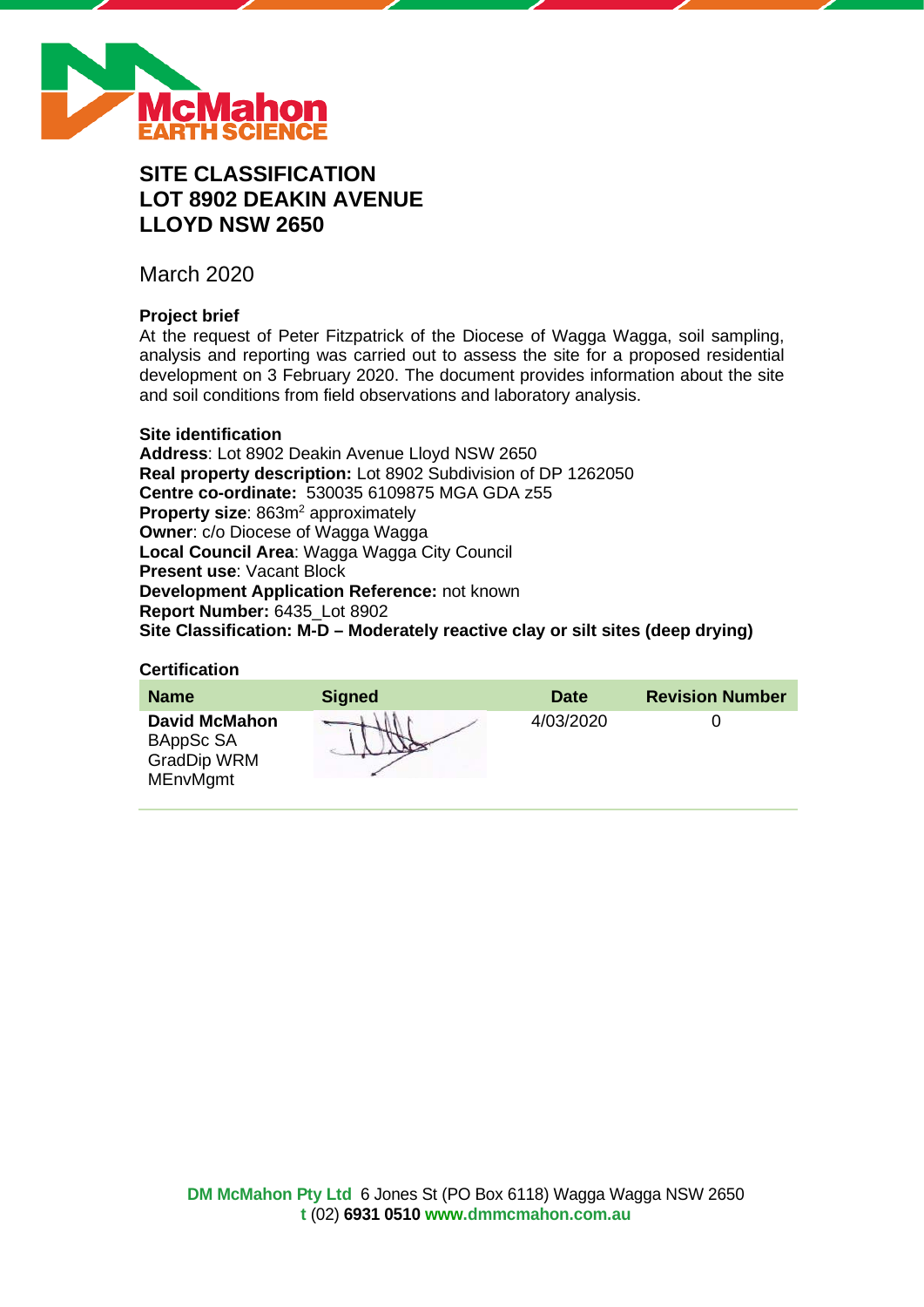# SITE CLASSIFICATION
# LOT 8902 DEAKIN AVENUE
# LLOYD NSW 2650

March 2020

**Project brief**

At the request of Peter Fitzpatrick of the Diocese of Wagga Wagga, soil sampling, analysis and reporting was carried out to assess the site for a proposed residential development on 3 February 2020. The document provides information about the site and soil conditions from field observations and laboratory analysis.

**Site identification**

**Address**: Lot 8902 Deakin Avenue Lloyd NSW 2650
**Real property description:** Lot 8902 Subdivision of DP 1262050
**Centre co-ordinate:** 530035 6109875 MGA GDA z55
**Property size**: 863m$^2$ approximately
**Owner**: c/o Diocese of Wagga Wagga
**Local Council Area**: Wagga Wagga City Council
**Present use**: Vacant Block
**Development Application Reference:** not known
**Report Number:** 6435_Lot 8902
**Site Classification: M-D – Moderately reactive clay or silt sites (deep drying)**

**Certification**

| Name | Signed | Date | Revision Number |
| --- | --- | --- | --- |
| **David McMahon** BAppSc SA GradDip WRM MEnvMgmt | | 4/03/2020 | 0 |

**DM McMahon Pty Ltd** 6 Jones St (PO Box 6118) Wagga Wagga NSW 2650
**t** (02) **6931 0510** **www.dmmcmahon.com.au**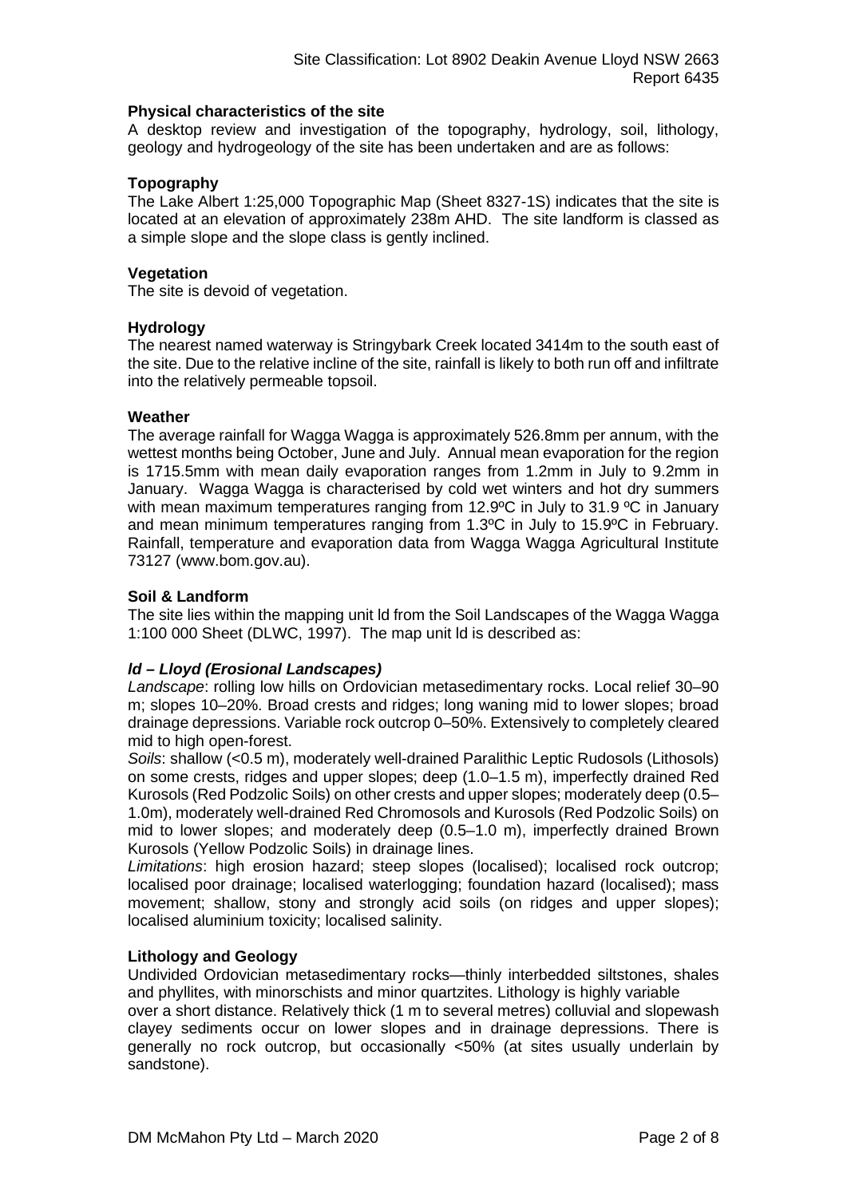**Physical characteristics of the site**

A desktop review and investigation of the topography, hydrology, soil, lithology, geology and hydrogeology of the site has been undertaken and are as follows:

**Topography**

The Lake Albert 1:25,000 Topographic Map (Sheet 8327-1S) indicates that the site is located at an elevation of approximately 238m AHD. The site landform is classed as a simple slope and the slope class is gently inclined.

**Vegetation**

The site is devoid of vegetation.

**Hydrology**

The nearest named waterway is Stringybark Creek located 3414m to the south east of the site. Due to the relative incline of the site, rainfall is likely to both run off and infiltrate into the relatively permeable topsoil.

**Weather**

The average rainfall for Wagga Wagga is approximately 526.8mm per annum, with the wettest months being October, June and July. Annual mean evaporation for the region is 1715.5mm with mean daily evaporation ranges from 1.2mm in July to 9.2mm in January. Wagga Wagga is characterised by cold wet winters and hot dry summers with mean maximum temperatures ranging from 12.9ºC in July to 31.9 ºC in January and mean minimum temperatures ranging from 1.3ºC in July to 15.9ºC in February. Rainfall, temperature and evaporation data from Wagga Wagga Agricultural Institute 73127 (www.bom.gov.au).

**Soil & Landform**

The site lies within the mapping unit ld from the Soil Landscapes of the Wagga Wagga 1:100 000 Sheet (DLWC, 1997). The map unit ld is described as:

***ld – Lloyd (Erosional Landscapes)***

*Landscape*: rolling low hills on Ordovician metasedimentary rocks. Local relief 30–90 m; slopes 10–20%. Broad crests and ridges; long waning mid to lower slopes; broad drainage depressions. Variable rock outcrop 0–50%. Extensively to completely cleared mid to high open-forest.

*Soils*: shallow (<0.5 m), moderately well-drained Paralithic Leptic Rudosols (Lithosols) on some crests, ridges and upper slopes; deep (1.0–1.5 m), imperfectly drained Red Kurosols (Red Podzolic Soils) on other crests and upper slopes; moderately deep (0.5–1.0m), moderately well-drained Red Chromosols and Kurosols (Red Podzolic Soils) on mid to lower slopes; and moderately deep (0.5–1.0 m), imperfectly drained Brown Kurosols (Yellow Podzolic Soils) in drainage lines.

*Limitations*: high erosion hazard; steep slopes (localised); localised rock outcrop; localised poor drainage; localised waterlogging; foundation hazard (localised); mass movement; shallow, stony and strongly acid soils (on ridges and upper slopes); localised aluminium toxicity; localised salinity.

**Lithology and Geology**

Undivided Ordovician metasedimentary rocks—thinly interbedded siltstones, shales and phyllites, with minorschists and minor quartzites. Lithology is highly variable over a short distance. Relatively thick (1 m to several metres) colluvial and slopewash clayey sediments occur on lower slopes and in drainage depressions. There is generally no rock outcrop, but occasionally <50% (at sites usually underlain by sandstone).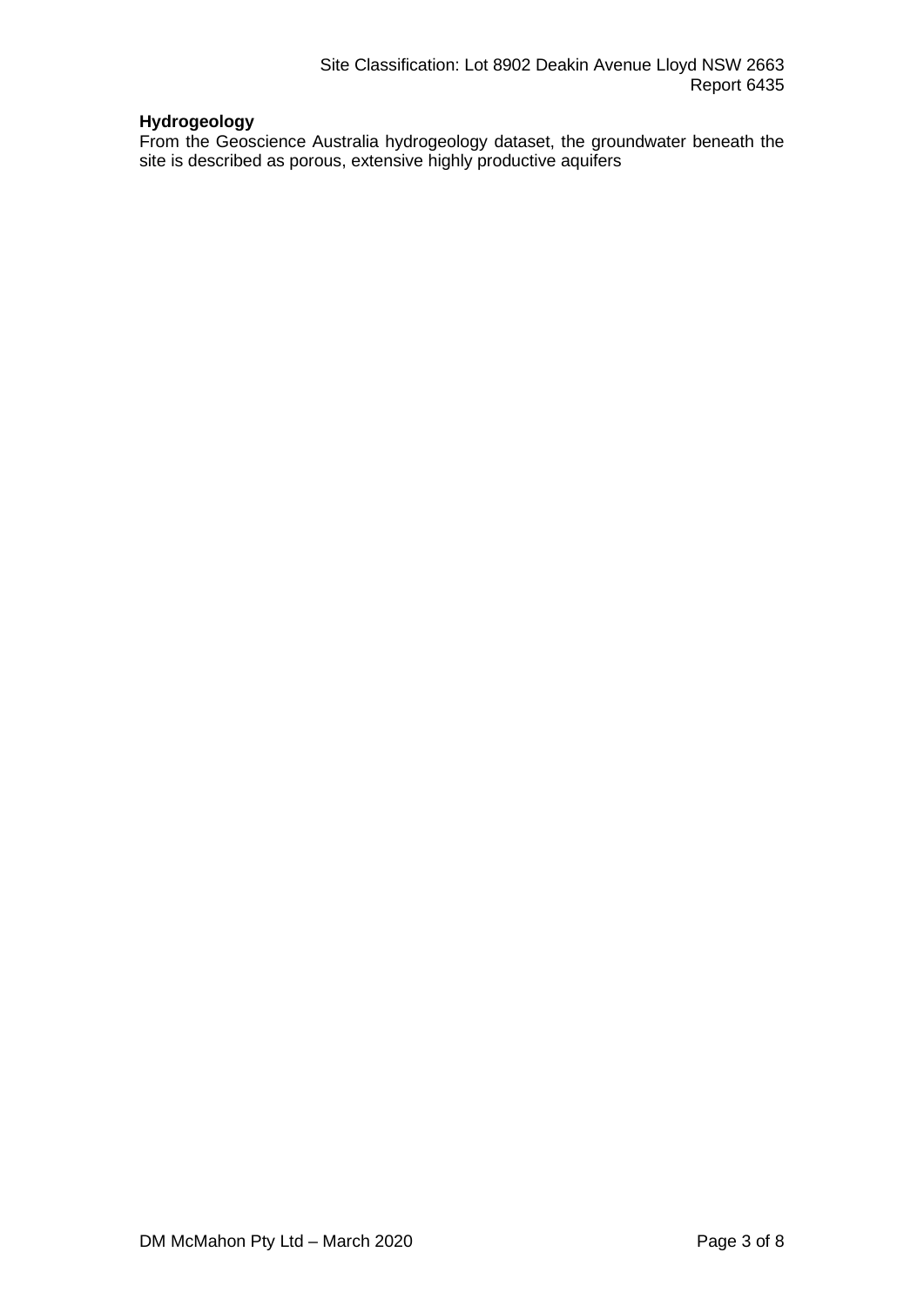**Hydrogeology**

From the Geoscience Australia hydrogeology dataset, the groundwater beneath the site is described as porous, extensive highly productive aquifers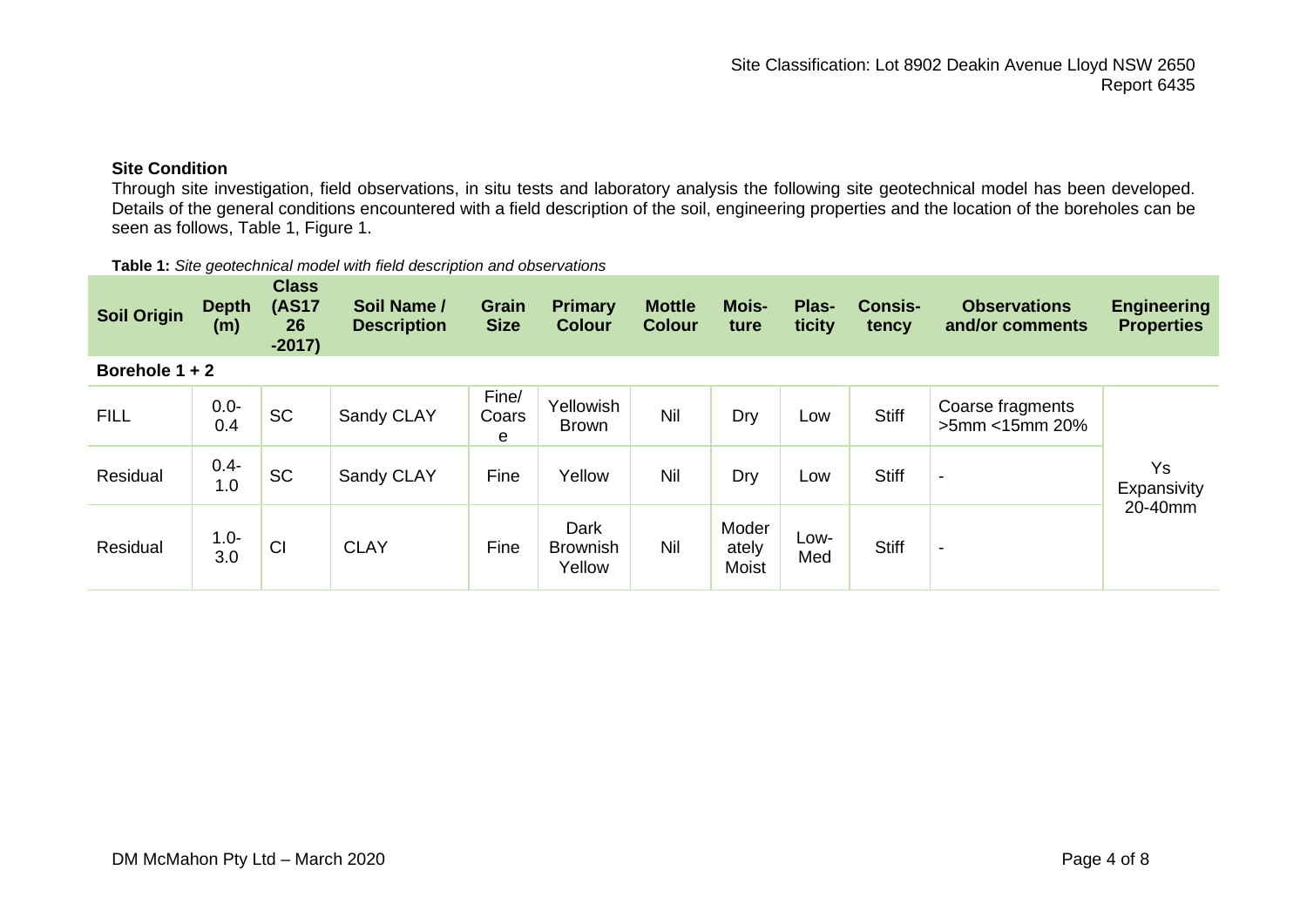### Site Condition

Through site investigation, field observations, in situ tests and laboratory analysis the following site geotechnical model has been developed. Details of the general conditions encountered with a field description of the soil, engineering properties and the location of the boreholes can be seen as follows, Table 1, Figure 1.

**Table 1:** *Site geotechnical model with field description and observations*

| Soil Origin | Depth (m) | Class (AS1726-2017) | Soil Name / Description | Grain Size | Primary Colour | Mottle Colour | Moisture | Plasticity | Consistency | Observations and/or comments | Engineering Properties |
|---|---|---|---|---|---|---|---|---|---|---|---|
| **Borehole 1 + 2** | | | | | | | | | | | |
| FILL | 0.0-0.4 | SC | Sandy CLAY | Fine/Coarse | Yellowish Brown | Nil | Dry | Low | Stiff | Coarse fragments >5mm <15mm 20% | Ys Expansivity 20-40mm |
| Residual | 0.4-1.0 | SC | Sandy CLAY | Fine | Yellow | Nil | Dry | Low | Stiff | - | |
| Residual | 1.0-3.0 | CI | CLAY | Fine | Dark Brownish Yellow | Nil | Moderately Moist | Low-Med | Stiff | - | |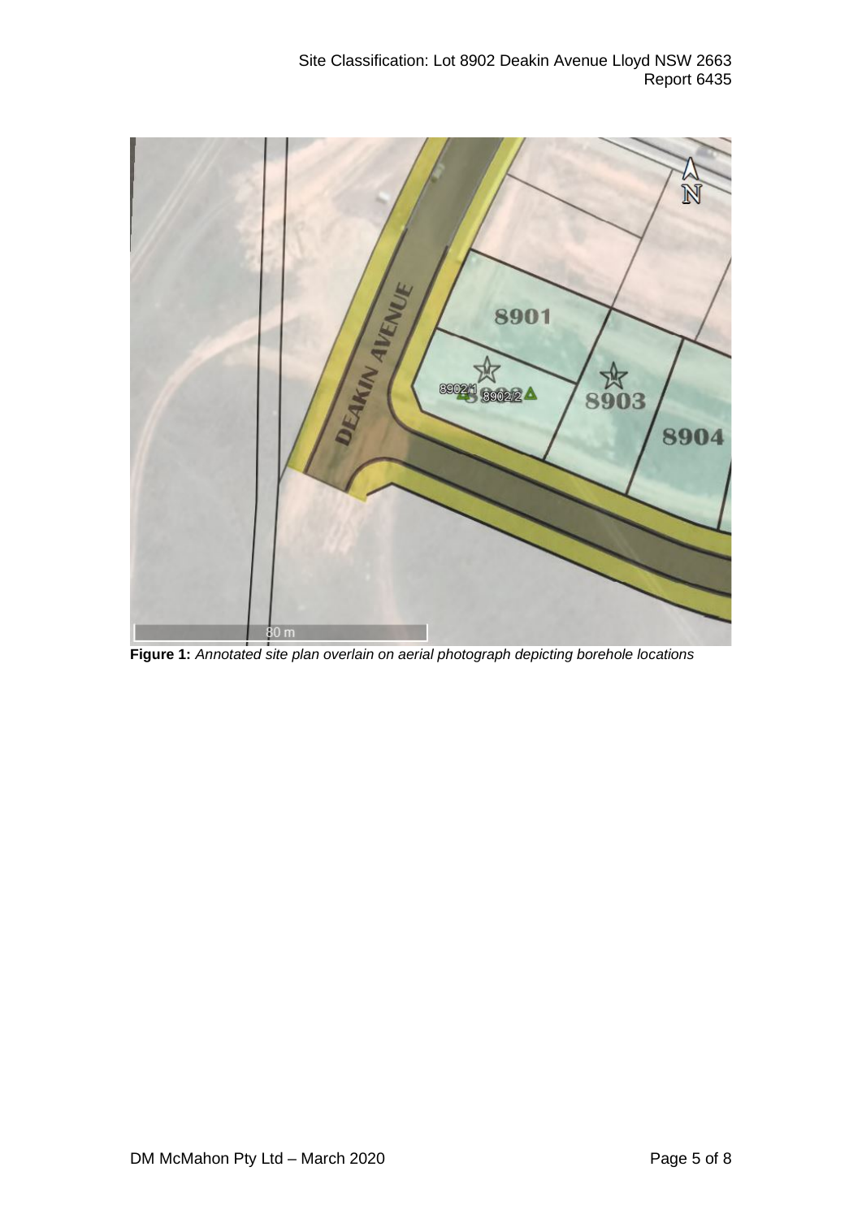**Figure 1:** *Annotated site plan overlain on aerial photograph depicting borehole locations*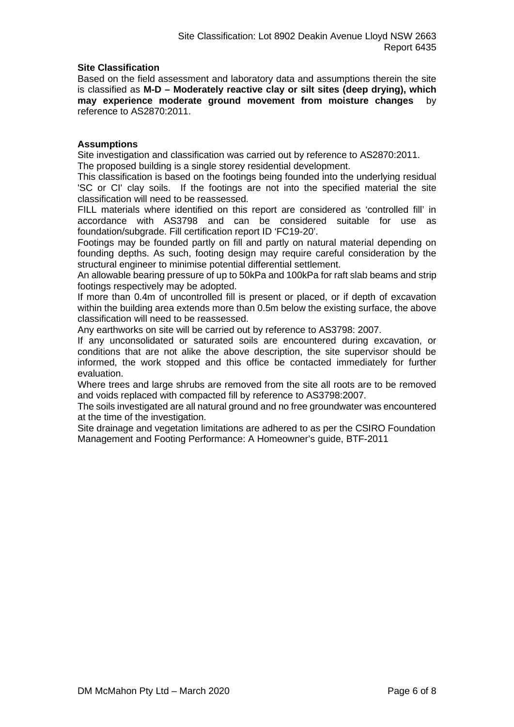## Site Classification

Based on the field assessment and laboratory data and assumptions therein the site is classified as **M-D – Moderately reactive clay or silt sites (deep drying), which may experience moderate ground movement from moisture changes** by reference to AS2870:2011.

## Assumptions

Site investigation and classification was carried out by reference to AS2870:2011.

The proposed building is a single storey residential development.

This classification is based on the footings being founded into the underlying residual 'SC or CI' clay soils. If the footings are not into the specified material the site classification will need to be reassessed.

FILL materials where identified on this report are considered as 'controlled fill' in accordance with AS3798 and can be considered suitable for use as foundation/subgrade. Fill certification report ID 'FC19-20'.

Footings may be founded partly on fill and partly on natural material depending on founding depths. As such, footing design may require careful consideration by the structural engineer to minimise potential differential settlement.

An allowable bearing pressure of up to 50kPa and 100kPa for raft slab beams and strip footings respectively may be adopted.

If more than 0.4m of uncontrolled fill is present or placed, or if depth of excavation within the building area extends more than 0.5m below the existing surface, the above classification will need to be reassessed.

Any earthworks on site will be carried out by reference to AS3798: 2007.

If any unconsolidated or saturated soils are encountered during excavation, or conditions that are not alike the above description, the site supervisor should be informed, the work stopped and this office be contacted immediately for further evaluation.

Where trees and large shrubs are removed from the site all roots are to be removed and voids replaced with compacted fill by reference to AS3798:2007.

The soils investigated are all natural ground and no free groundwater was encountered at the time of the investigation.

Site drainage and vegetation limitations are adhered to as per the CSIRO Foundation Management and Footing Performance: A Homeowner's guide, BTF-2011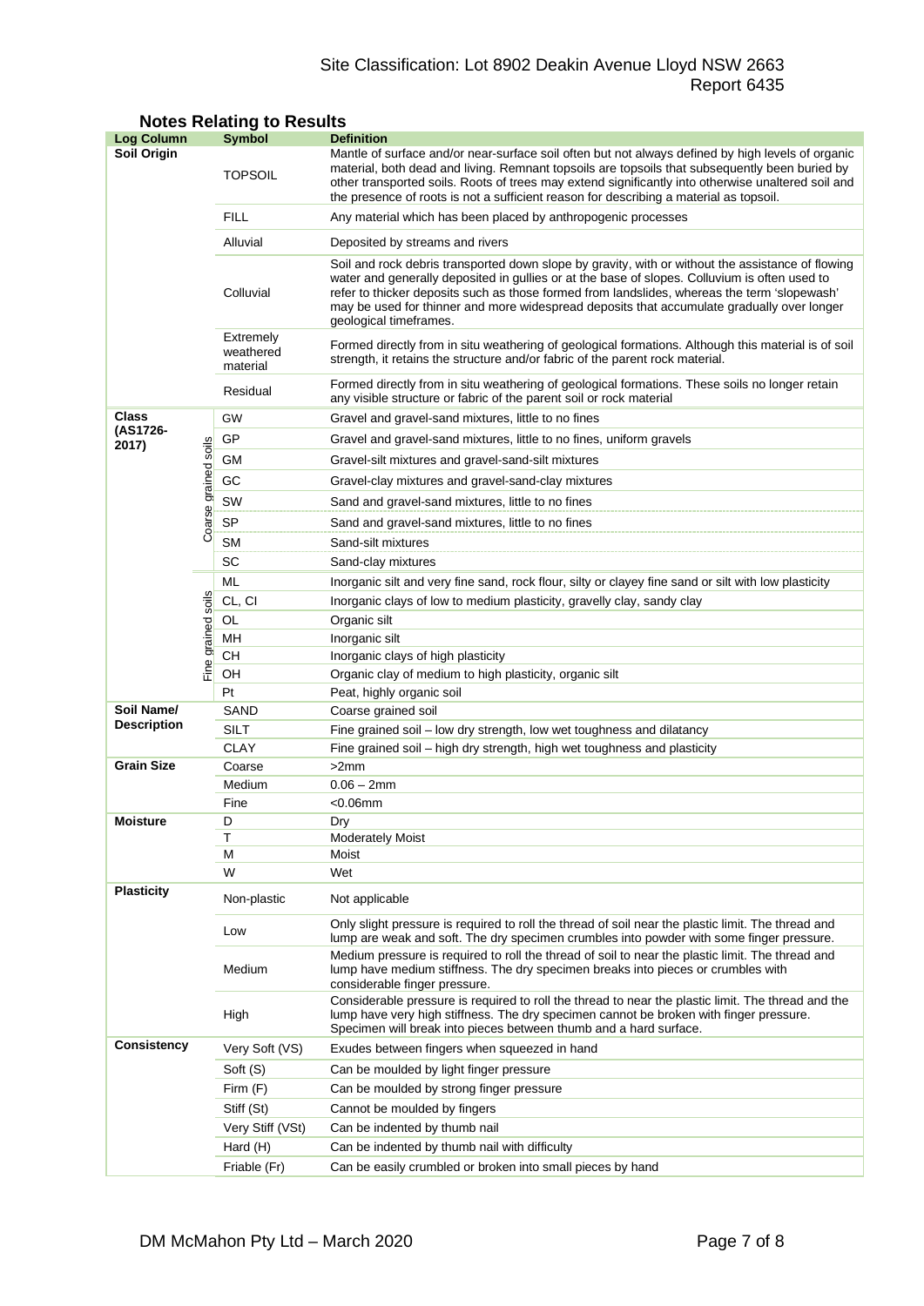## Notes Relating to Results

| Log Column | | Symbol | Definition |
|---|---|---|---|
| **Soil Origin** | | TOPSOIL | Mantle of surface and/or near-surface soil often but not always defined by high levels of organic material, both dead and living. Remnant topsoils are topsoils that subsequently been buried by other transported soils. Roots of trees may extend significantly into otherwise unaltered soil and the presence of roots is not a sufficient reason for describing a material as topsoil. |
| | | FILL | Any material which has been placed by anthropogenic processes |
| | | Alluvial | Deposited by streams and rivers |
| | | Colluvial | Soil and rock debris transported down slope by gravity, with or without the assistance of flowing water and generally deposited in gullies or at the base of slopes. Colluvium is often used to refer to thicker deposits such as those formed from landslides, whereas the term 'slopewash' may be used for thinner and more widespread deposits that accumulate gradually over longer geological timeframes. |
| | | Extremely weathered material | Formed directly from in situ weathering of geological formations. Although this material is of soil strength, it retains the structure and/or fabric of the parent rock material. |
| | | Residual | Formed directly from in situ weathering of geological formations. These soils no longer retain any visible structure or fabric of the parent soil or rock material |
| **Class (AS1726-2017)** | Coarse grained soils | GW | Gravel and gravel-sand mixtures, little to no fines |
| | | GP | Gravel and gravel-sand mixtures, little to no fines, uniform gravels |
| | | GM | Gravel-silt mixtures and gravel-sand-silt mixtures |
| | | GC | Gravel-clay mixtures and gravel-sand-clay mixtures |
| | | SW | Sand and gravel-sand mixtures, little to no fines |
| | | SP | Sand and gravel-sand mixtures, little to no fines |
| | | SM | Sand-silt mixtures |
| | | SC | Sand-clay mixtures |
| | Fine grained soils | ML | Inorganic silt and very fine sand, rock flour, silty or clayey fine sand or silt with low plasticity |
| | | CL, CI | Inorganic clays of low to medium plasticity, gravelly clay, sandy clay |
| | | OL | Organic silt |
| | | MH | Inorganic silt |
| | | CH | Inorganic clays of high plasticity |
| | | OH | Organic clay of medium to high plasticity, organic silt |
| | | Pt | Peat, highly organic soil |
| **Soil Name/ Description** | | SAND | Coarse grained soil |
| | | SILT | Fine grained soil – low dry strength, low wet toughness and dilatancy |
| | | CLAY | Fine grained soil – high dry strength, high wet toughness and plasticity |
| **Grain Size** | | Coarse | >2mm |
| | | Medium | 0.06 – 2mm |
| | | Fine | <0.06mm |
| **Moisture** | | D | Dry |
| | | T | Moderately Moist |
| | | M | Moist |
| | | W | Wet |
| **Plasticity** | | Non-plastic | Not applicable |
| | | Low | Only slight pressure is required to roll the thread of soil near the plastic limit. The thread and lump are weak and soft. The dry specimen crumbles into powder with some finger pressure. |
| | | Medium | Medium pressure is required to roll the thread of soil to near the plastic limit. The thread and lump have medium stiffness. The dry specimen breaks into pieces or crumbles with considerable finger pressure. |
| | | High | Considerable pressure is required to roll the thread to near the plastic limit. The thread and the lump have very high stiffness. The dry specimen cannot be broken with finger pressure. Specimen will break into pieces between thumb and a hard surface. |
| **Consistency** | | Very Soft (VS) | Exudes between fingers when squeezed in hand |
| | | Soft (S) | Can be moulded by light finger pressure |
| | | Firm (F) | Can be moulded by strong finger pressure |
| | | Stiff (St) | Cannot be moulded by fingers |
| | | Very Stiff (VSt) | Can be indented by thumb nail |
| | | Hard (H) | Can be indented by thumb nail with difficulty |
| | | Friable (Fr) | Can be easily crumbled or broken into small pieces by hand |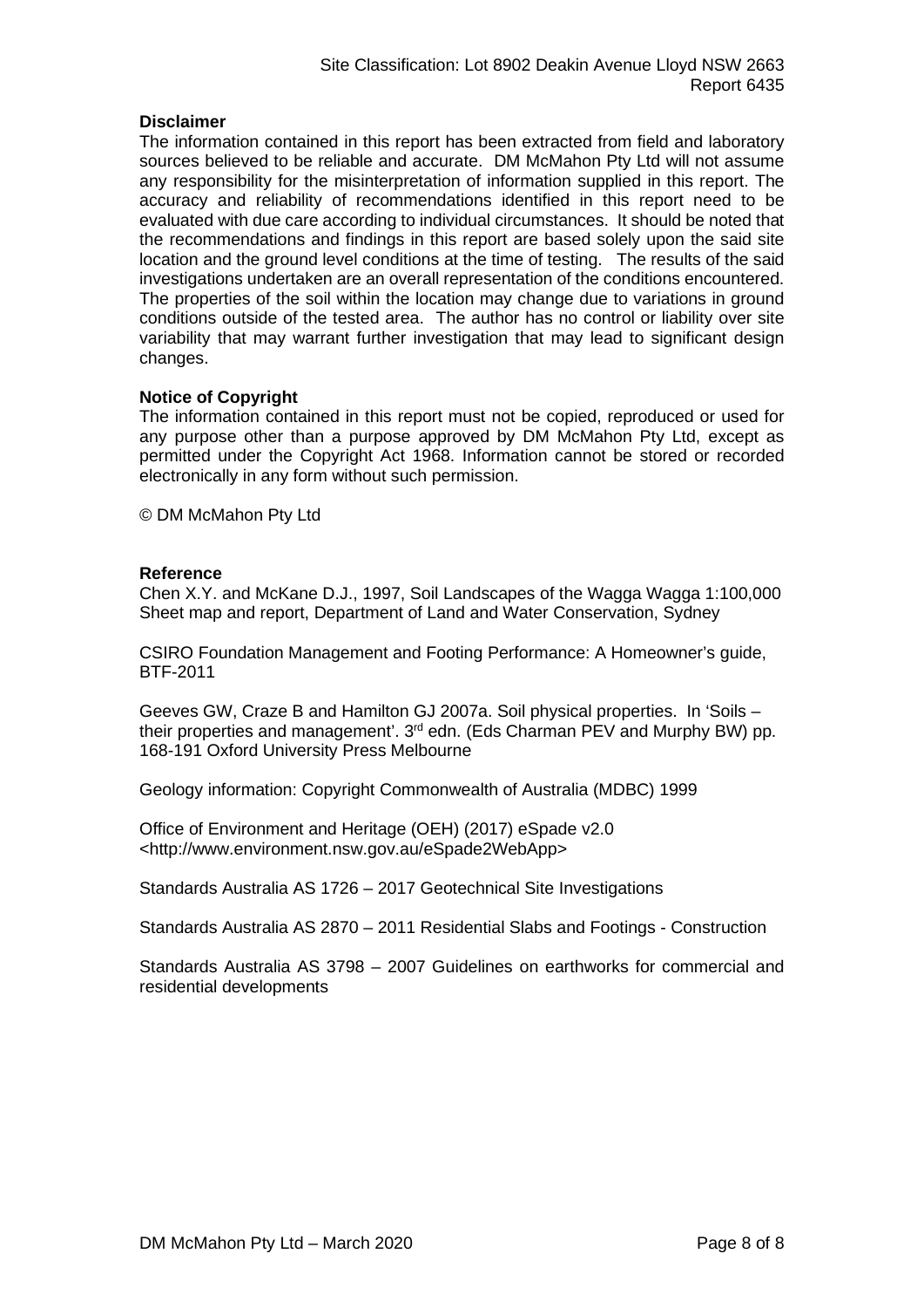**Disclaimer**

The information contained in this report has been extracted from field and laboratory sources believed to be reliable and accurate. DM McMahon Pty Ltd will not assume any responsibility for the misinterpretation of information supplied in this report. The accuracy and reliability of recommendations identified in this report need to be evaluated with due care according to individual circumstances. It should be noted that the recommendations and findings in this report are based solely upon the said site location and the ground level conditions at the time of testing. The results of the said investigations undertaken are an overall representation of the conditions encountered. The properties of the soil within the location may change due to variations in ground conditions outside of the tested area. The author has no control or liability over site variability that may warrant further investigation that may lead to significant design changes.

**Notice of Copyright**

The information contained in this report must not be copied, reproduced or used for any purpose other than a purpose approved by DM McMahon Pty Ltd, except as permitted under the Copyright Act 1968. Information cannot be stored or recorded electronically in any form without such permission.

© DM McMahon Pty Ltd

**Reference**

Chen X.Y. and McKane D.J., 1997, Soil Landscapes of the Wagga Wagga 1:100,000 Sheet map and report, Department of Land and Water Conservation, Sydney

CSIRO Foundation Management and Footing Performance: A Homeowner's guide, BTF-2011

Geeves GW, Craze B and Hamilton GJ 2007a. Soil physical properties. In 'Soils – their properties and management'. 3rd edn. (Eds Charman PEV and Murphy BW) pp. 168-191 Oxford University Press Melbourne

Geology information: Copyright Commonwealth of Australia (MDBC) 1999

Office of Environment and Heritage (OEH) (2017) eSpade v2.0 <http://www.environment.nsw.gov.au/eSpade2WebApp>

Standards Australia AS 1726 – 2017 Geotechnical Site Investigations

Standards Australia AS 2870 – 2011 Residential Slabs and Footings - Construction

Standards Australia AS 3798 – 2007 Guidelines on earthworks for commercial and residential developments